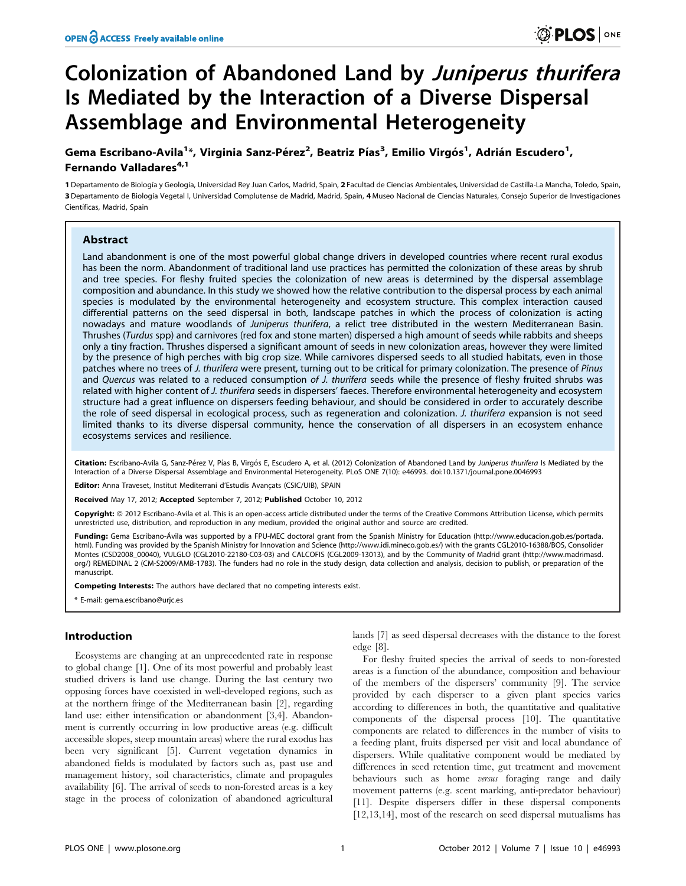# Colonization of Abandoned Land by *Juniperus thurifera* Is Mediated by the Interaction of a Diverse Dispersal Assemblage and Environmental Heterogeneity

**Gema Escribano-Avila[1]*, Virginia Sanz-Pérez[2], Beatriz Pías[3], Emilio Virgós[1], Adrián Escudero[1], Fernando Valladares[4,1]**

1 Departamento de Biología y Geología, Universidad Rey Juan Carlos, Madrid, Spain, 2 Facultad de Ciencias Ambientales, Universidad de Castilla-La Mancha, Toledo, Spain, 3 Departamento de Biología Vegetal I, Universidad Complutense de Madrid, Madrid, Spain, 4 Museo Nacional de Ciencias Naturales, Consejo Superior de Investigaciones Científicas, Madrid, Spain

## Abstract

Land abandonment is one of the most powerful global change drivers in developed countries where recent rural exodus has been the norm. Abandonment of traditional land use practices has permitted the colonization of these areas by shrub and tree species. For fleshy fruited species the colonization of new areas is determined by the dispersal assemblage composition and abundance. In this study we showed how the relative contribution to the dispersal process by each animal species is modulated by the environmental heterogeneity and ecosystem structure. This complex interaction caused differential patterns on the seed dispersal in both, landscape patches in which the process of colonization is acting nowadays and mature woodlands of *Juniperus thurifera*, a relict tree distributed in the western Mediterranean Basin. Thrushes (*Turdus* spp) and carnivores (red fox and stone marten) dispersed a high amount of seeds while rabbits and sheeps only a tiny fraction. Thrushes dispersed a significant amount of seeds in new colonization areas, however they were limited by the presence of high perches with big crop size. While carnivores dispersed seeds to all studied habitats, even in those patches where no trees of *J. thurifera* were present, turning out to be critical for primary colonization. The presence of *Pinus* and *Quercus* was related to a reduced consumption of *J. thurifera* seeds while the presence of fleshy fruited shrubs was related with higher content of *J. thurifera* seeds in dispersers' faeces. Therefore environmental heterogeneity and ecosystem structure had a great influence on dispersers feeding behaviour, and should be considered in order to accurately describe the role of seed dispersal in ecological process, such as regeneration and colonization. *J. thurifera* expansion is not seed limited thanks to its diverse dispersal community, hence the conservation of all dispersers in an ecosystem enhance ecosystems services and resilience.

**Citation:** Escribano-Avila G, Sanz-Pérez V, Pías B, Virgós E, Escudero A, et al. (2012) Colonization of Abandoned Land by *Juniperus thurifera* Is Mediated by the Interaction of a Diverse Dispersal Assemblage and Environmental Heterogeneity. PLoS ONE 7(10): e46993. doi:10.1371/journal.pone.0046993

**Editor:** Anna Traveset, Institut Mediterrani d'Estudis Avançats (CSIC/UIB), SPAIN

**Received** May 17, 2012; **Accepted** September 7, 2012; **Published** October 10, 2012

**Copyright:** © 2012 Escribano-Avila et al. This is an open-access article distributed under the terms of the Creative Commons Attribution License, which permits unrestricted use, distribution, and reproduction in any medium, provided the original author and source are credited.

**Funding:** Gema Escribano-Ávila was supported by a FPU-MEC doctoral grant from the Spanish Ministry for Education (http://www.educacion.gob.es/portada.html). Funding was provided by the Spanish Ministry for Innovation and Science (http://www.idi.mineco.gob.es/) with the grants CGL2010-16388/BOS, Consolider Montes (CSD2008_00040), VULGLO (CGL2010-22180-C03-03) and CALCOFIS (CGL2009-13013), and by the Community of Madrid grant (http://www.madrimasd.org/) REMEDINAL 2 (CM-S2009/AMB-1783). The funders had no role in the study design, data collection and analysis, decision to publish, or preparation of the manuscript.

**Competing Interests:** The authors have declared that no competing interests exist.

* E-mail: gema.escribano@urjc.es

## Introduction

Ecosystems are changing at an unprecedented rate in response to global change [1]. One of its most powerful and probably least studied drivers is land use change. During the last century two opposing forces have coexisted in well-developed regions, such as at the northern fringe of the Mediterranean basin [2], regarding land use: either intensification or abandonment [3,4]. Abandonment is currently occurring in low productive areas (e.g. difficult accessible slopes, steep mountain areas) where the rural exodus has been very significant [5]. Current vegetation dynamics in abandoned fields is modulated by factors such as, past use and management history, soil characteristics, climate and propagules availability [6]. The arrival of seeds to non-forested areas is a key stage in the process of colonization of abandoned agricultural lands [7] as seed dispersal decreases with the distance to the forest edge [8].

For fleshy fruited species the arrival of seeds to non-forested areas is a function of the abundance, composition and behaviour of the members of the dispersers' community [9]. The service provided by each disperser to a given plant species varies according to differences in both, the quantitative and qualitative components of the dispersal process [10]. The quantitative components are related to differences in the number of visits to a feeding plant, fruits dispersed per visit and local abundance of dispersers. While qualitative component would be mediated by differences in seed retention time, gut treatment and movement behaviours such as home *versus* foraging range and daily movement patterns (e.g. scent marking, anti-predator behaviour) [11]. Despite dispersers differ in these dispersal components [12,13,14], most of the research on seed dispersal mutualisms has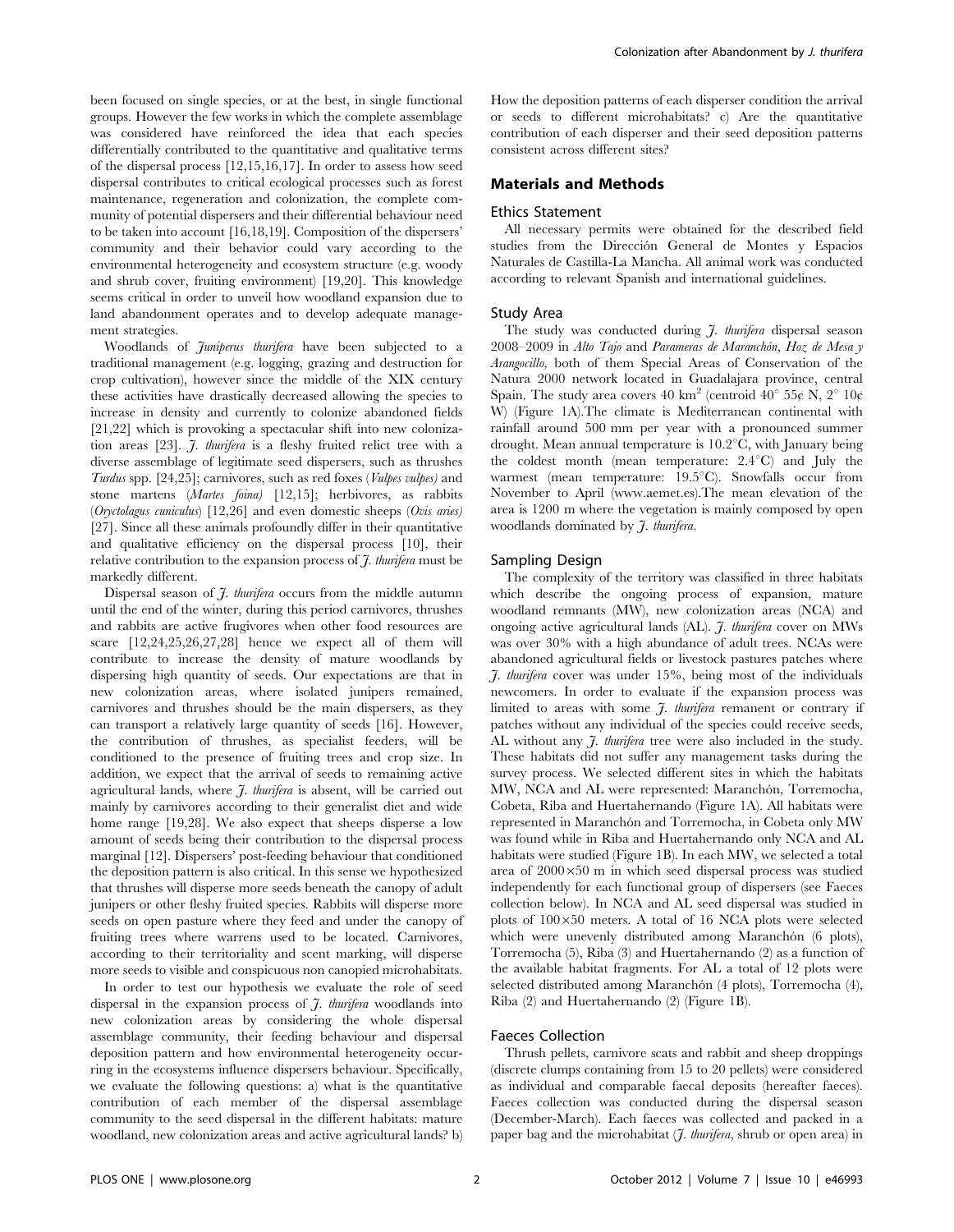been focused on single species, or at the best, in single functional groups. However the few works in which the complete assemblage was considered have reinforced the idea that each species differentially contributed to the quantitative and qualitative terms of the dispersal process [12,15,16,17]. In order to assess how seed dispersal contributes to critical ecological processes such as forest maintenance, regeneration and colonization, the complete community of potential dispersers and their differential behaviour need to be taken into account [16,18,19]. Composition of the dispersers' community and their behavior could vary according to the environmental heterogeneity and ecosystem structure (e.g. woody and shrub cover, fruiting environment) [19,20]. This knowledge seems critical in order to unveil how woodland expansion due to land abandonment operates and to develop adequate management strategies.

Woodlands of *Juniperus thurifera* have been subjected to a traditional management (e.g. logging, grazing and destruction for crop cultivation), however since the middle of the XIX century these activities have drastically decreased allowing the species to increase in density and currently to colonize abandoned fields [21,22] which is provoking a spectacular shift into new colonization areas [23]. *J. thurifera* is a fleshy fruited relict tree with a diverse assemblage of legitimate seed dispersers, such as thrushes *Turdus* spp. [24,25]; carnivores, such as red foxes (*Vulpes vulpes*) and stone martens (*Martes foina*) [12,15]; herbivores, as rabbits (*Oryctolagus cuniculus*) [12,26] and even domestic sheeps (*Ovis aries*) [27]. Since all these animals profoundly differ in their quantitative and qualitative efficiency on the dispersal process [10], their relative contribution to the expansion process of *J. thurifera* must be markedly different.

Dispersal season of *J. thurifera* occurs from the middle autumn until the end of the winter, during this period carnivores, thrushes and rabbits are active frugivores when other food resources are scare [12,24,25,26,27,28] hence we expect all of them will contribute to increase the density of mature woodlands by dispersing high quantity of seeds. Our expectations are that in new colonization areas, where isolated junipers remained, carnivores and thrushes should be the main dispersers, as they can transport a relatively large quantity of seeds [16]. However, the contribution of thrushes, as specialist feeders, will be conditioned to the presence of fruiting trees and crop size. In addition, we expect that the arrival of seeds to remaining active agricultural lands, where *J. thurifera* is absent, will be carried out mainly by carnivores according to their generalist diet and wide home range [19,28]. We also expect that sheeps disperse a low amount of seeds being their contribution to the dispersal process marginal [12]. Dispersers' post-feeding behaviour that conditioned the deposition pattern is also critical. In this sense we hypothesized that thrushes will disperse more seeds beneath the canopy of adult junipers or other fleshy fruited species. Rabbits will disperse more seeds on open pasture where they feed and under the canopy of fruiting trees where warrens used to be located. Carnivores, according to their territoriality and scent marking, will disperse more seeds to visible and conspicuous non canopied microhabitats.

In order to test our hypothesis we evaluate the role of seed dispersal in the expansion process of *J. thurifera* woodlands into new colonization areas by considering the whole dispersal assemblage community, their feeding behaviour and dispersal deposition pattern and how environmental heterogeneity occurring in the ecosystems influence dispersers behaviour. Specifically, we evaluate the following questions: a) what is the quantitative contribution of each member of the dispersal assemblage community to the seed dispersal in the different habitats: mature woodland, new colonization areas and active agricultural lands? b) How the deposition patterns of each disperser condition the arrival or seeds to different microhabitats? c) Are the quantitative contribution of each disperser and their seed deposition patterns consistent across different sites?

## Materials and Methods

### Ethics Statement

All necessary permits were obtained for the described field studies from the Dirección General de Montes y Espacios Naturales de Castilla-La Mancha. All animal work was conducted according to relevant Spanish and international guidelines.

### Study Area

The study was conducted during *J. thurifera* dispersal season 2008–2009 in *Alto Tajo* and *Parameras de Maranchón, Hoz de Mesa y Arangocillo*, both of them Special Areas of Conservation of the Natura 2000 network located in Guadalajara province, central Spain. The study area covers 40 km$^2$ (centroid 40° 55¢ N, 2° 10¢ W) (Figure 1A).The climate is Mediterranean continental with rainfall around 500 mm per year with a pronounced summer drought. Mean annual temperature is 10.2°C, with January being the coldest month (mean temperature: 2.4°C) and July the warmest (mean temperature: 19.5°C). Snowfalls occur from November to April (www.aemet.es).The mean elevation of the area is 1200 m where the vegetation is mainly composed by open woodlands dominated by *J. thurifera*.

### Sampling Design

The complexity of the territory was classified in three habitats which describe the ongoing process of expansion, mature woodland remnants (MW), new colonization areas (NCA) and ongoing active agricultural lands (AL). *J. thurifera* cover on MWs was over 30% with a high abundance of adult trees. NCAs were abandoned agricultural fields or livestock pastures patches where *J. thurifera* cover was under 15%, being most of the individuals newcomers. In order to evaluate if the expansion process was limited to areas with some *J. thurifera* remanent or contrary if patches without any individual of the species could receive seeds, AL without any *J. thurifera* tree were also included in the study. These habitats did not suffer any management tasks during the survey process. We selected different sites in which the habitats MW, NCA and AL were represented: Maranchón, Torremocha, Cobeta, Riba and Huertahernando (Figure 1A). All habitats were represented in Maranchón and Torremocha, in Cobeta only MW was found while in Riba and Huertahernando only NCA and AL habitats were studied (Figure 1B). In each MW, we selected a total area of 2000×50 m in which seed dispersal process was studied independently for each functional group of dispersers (see Faeces collection below). In NCA and AL seed dispersal was studied in plots of 100×50 meters. A total of 16 NCA plots were selected which were unevenly distributed among Maranchón (6 plots), Torremocha (5), Riba (3) and Huertahernando (2) as a function of the available habitat fragments. For AL a total of 12 plots were selected distributed among Maranchón (4 plots), Torremocha (4), Riba (2) and Huertahernando (2) (Figure 1B).

### Faeces Collection

Thrush pellets, carnivore scats and rabbit and sheep droppings (discrete clumps containing from 15 to 20 pellets) were considered as individual and comparable faecal deposits (hereafter faeces). Faeces collection was conducted during the dispersal season (December-March). Each faeces was collected and packed in a paper bag and the microhabitat (*J. thurifera*, shrub or open area) in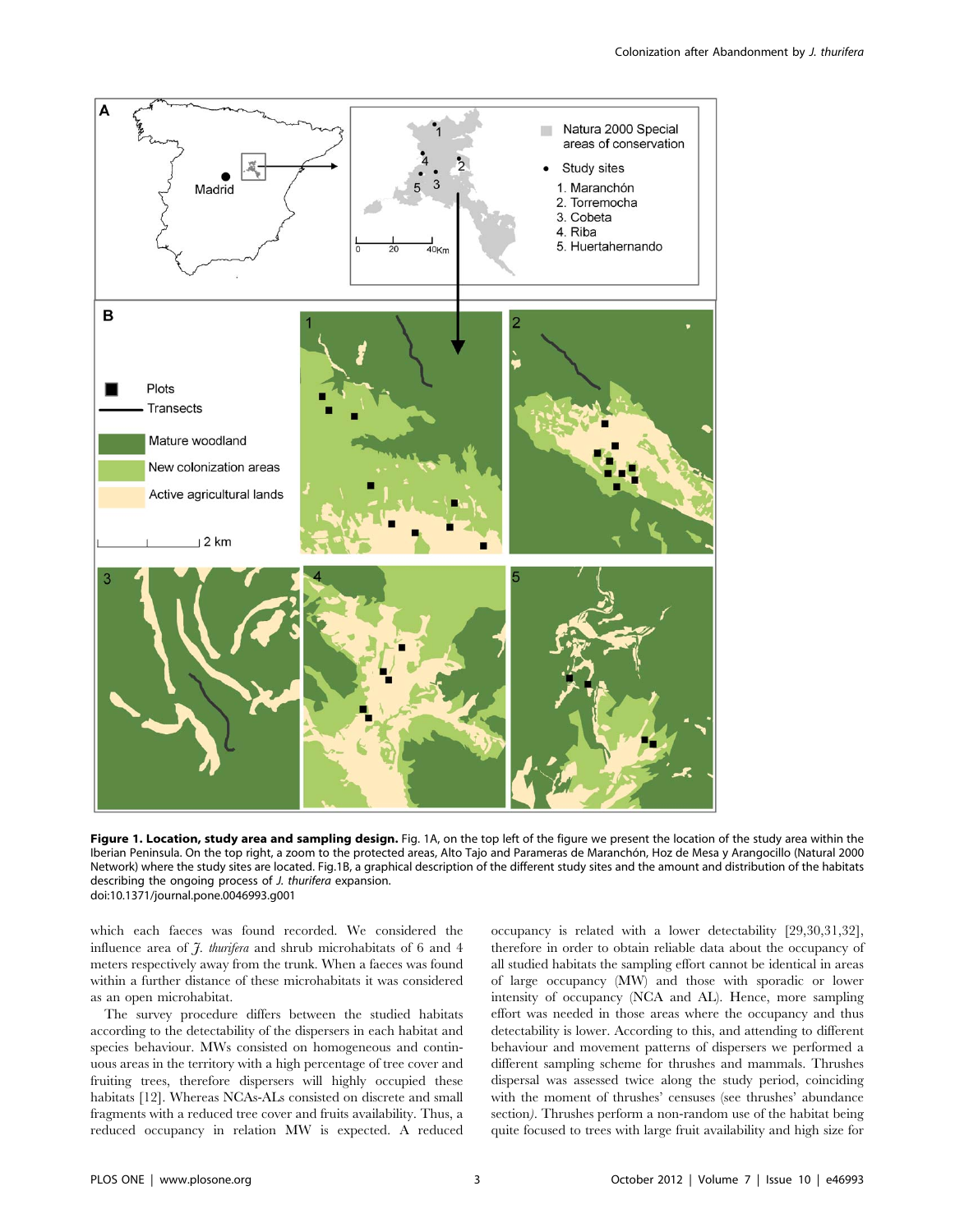**Figure 1. Location, study area and sampling design.** Fig. 1A, on the top left of the figure we present the location of the study area within the Iberian Peninsula. On the top right, a zoom to the protected areas, Alto Tajo and Parameras de Maranchón, Hoz de Mesa y Arangocillo (Natural 2000 Network) where the study sites are located. Fig.1B, a graphical description of the different study sites and the amount and distribution of the habitats describing the ongoing process of *J. thurifera* expansion.
doi:10.1371/journal.pone.0046993.g001

which each faeces was found recorded. We considered the influence area of *J. thurifera* and shrub microhabitats of 6 and 4 meters respectively away from the trunk. When a faeces was found within a further distance of these microhabitats it was considered as an open microhabitat.

The survey procedure differs between the studied habitats according to the detectability of the dispersers in each habitat and species behaviour. MWs consisted on homogeneous and continuous areas in the territory with a high percentage of tree cover and fruiting trees, therefore dispersers will highly occupied these habitats [12]. Whereas NCAs-ALs consisted on discrete and small fragments with a reduced tree cover and fruits availability. Thus, a reduced occupancy in relation MW is expected. A reduced occupancy is related with a lower detectability [29,30,31,32], therefore in order to obtain reliable data about the occupancy of all studied habitats the sampling effort cannot be identical in areas of large occupancy (MW) and those with sporadic or lower intensity of occupancy (NCA and AL). Hence, more sampling effort was needed in those areas where the occupancy and thus detectability is lower. According to this, and attending to different behaviour and movement patterns of dispersers we performed a different sampling scheme for thrushes and mammals. Thrushes dispersal was assessed twice along the study period, coinciding with the moment of thrushes' censuses (see thrushes' abundance section). Thrushes perform a non-random use of the habitat being quite focused to trees with large fruit availability and high size for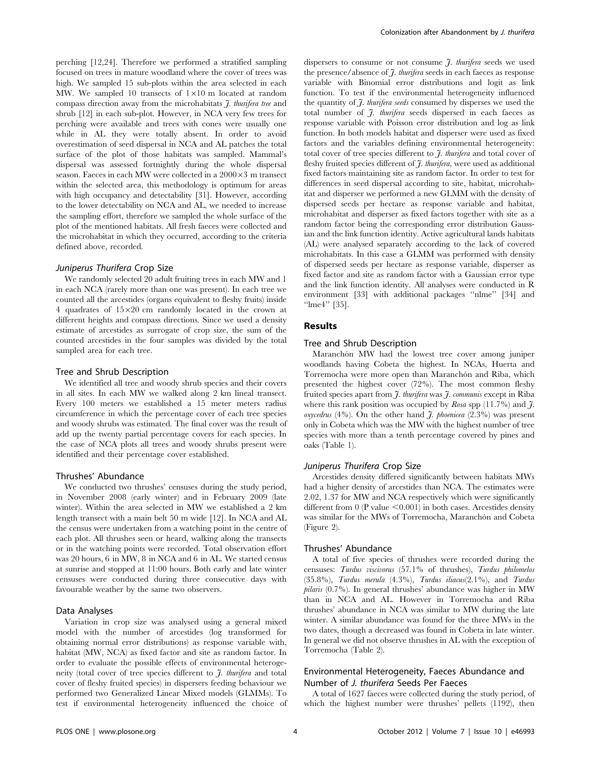perching [12,24]. Therefore we performed a stratified sampling focused on trees in mature woodland where the cover of trees was high. We sampled 15 sub-plots within the area selected in each MW. We sampled 10 transects of $1\times10$ m located at random compass direction away from the microhabitats *J. thurifera tree* and shrub [12] in each sub-plot. However, in NCA very few trees for perching were available and trees with cones were usually one while in AL they were totally absent. In order to avoid overestimation of seed dispersal in NCA and AL patches the total surface of the plot of those habitats was sampled. Mammal's dispersal was assessed fortnightly during the whole dispersal season. Faeces in each MW were collected in a $2000\times3$ m transect within the selected area, this methodology is optimum for areas with high occupancy and detectability [31]. However, according to the lower detectability on NCA and AL, we needed to increase the sampling effort, therefore we sampled the whole surface of the plot of the mentioned habitats. All fresh faeces were collected and the microhabitat in which they occurred, according to the criteria defined above, recorded.

### *Juniperus Thurifera* Crop Size

We randomly selected 20 adult fruiting trees in each MW and 1 in each NCA (rarely more than one was present). In each tree we counted all the arcestides (organs equivalent to fleshy fruits) inside 4 quadrates of $15\times20$ cm randomly located in the crown at different heights and compass directions. Since we used a density estimate of arcestides as surrogate of crop size, the sum of the counted arcestides in the four samples was divided by the total sampled area for each tree.

### Tree and Shrub Description

We identified all tree and woody shrub species and their covers in all sites. In each MW we walked along 2 km lineal transect. Every 100 meters we established a 15 meter meters radius circumference in which the percentage cover of each tree species and woody shrubs was estimated. The final cover was the result of add up the twenty partial percentage covers for each species. In the case of NCA plots all trees and woody shrubs present were identified and their percentage cover established.

### Thrushes' Abundance

We conducted two thrushes' censuses during the study period, in November 2008 (early winter) and in February 2009 (late winter). Within the area selected in MW we established a 2 km length transect with a main belt 50 m wide [12]. In NCA and AL the census were undertaken from a watching point in the centre of each plot. All thrushes seen or heard, walking along the transects or in the watching points were recorded. Total observation effort was 20 hours, 6 in MW, 8 in NCA and 6 in AL. We started census at sunrise and stopped at 11:00 hours. Both early and late winter censuses were conducted during three consecutive days with favourable weather by the same two observers.

### Data Analyses

Variation in crop size was analysed using a general mixed model with the number of arcestides (log transformed for obtaining normal error distributions) as response variable with, habitat (MW, NCA) as fixed factor and site as random factor. In order to evaluate the possible effects of environmental heterogeneity (total cover of tree species different to *J. thurifera* and total cover of fleshy fruited species) in dispersers feeding behaviour we performed two Generalized Linear Mixed models (GLMMs). To test if environmental heterogeneity influenced the choice of dispersers to consume or not consume *J. thurifera* seeds we used the presence/absence of *J. thurifera* seeds in each faeces as response variable with Binomial error distributions and logit as link function. To test if the environmental heterogeneity influenced the quantity of *J. thurifera seeds* consumed by disperses we used the total number of *J. thurifera* seeds dispersed in each faeces as response variable with Poisson error distribution and log as link function. In both models habitat and disperser were used as fixed factors and the variables defining environmental heterogeneity: total cover of tree species different to *J. thurifera* and total cover of fleshy fruited species different of *J. thurifera*, were used as additional fixed factors maintaining site as random factor. In order to test for differences in seed dispersal according to site, habitat, microhabitat and disperser we performed a new GLMM with the density of dispersed seeds per hectare as response variable and habitat, microhabitat and disperser as fixed factors together with site as a random factor being the corresponding error distribution Gaussian and the link function identity. Active agricultural lands habitats (AL) were analysed separately according to the lack of covered microhabitats. In this case a GLMM was performed with density of dispersed seeds per hectare as response variable, disperser as fixed factor and site as random factor with a Gaussian error type and the link function identity. All analyses were conducted in R environment [33] with additional packages "nlme" [34] and "lme4" [35].

## Results

### Tree and Shrub Description

Maranchón MW had the lowest tree cover among juniper woodlands having Cobeta the highest. In NCAs, Huerta and Torremocha were more open than Maranchón and Riba, which presented the highest cover (72%). The most common fleshy fruited species apart from *J. thurifera* was *J. communis* except in Riba where this rank position was occupied by *Rosa* spp (11.7%) and *J. oxycedrus* (4%). On the other hand *J. phoenicea* (2.3%) was present only in Cobeta which was the MW with the highest number of tree species with more than a tenth percentage covered by pines and oaks (Table 1).

### *Juniperus Thurifera* Crop Size

Arcestides density differed significantly between habitats MWs had a higher density of arcestides than NCA. The estimates were 2.02, 1.37 for MW and NCA respectively which were significantly different from 0 (P value $<0.001$) in both cases. Arcestides density was similar for the MWs of Torremocha, Maranchón and Cobeta (Figure 2).

### Thrushes' Abundance

A total of five species of thrushes were recorded during the censuses: *Turdus viscivorus* (57.1% of thrushes), *Turdus philomelos* (35.8%), *Turdus merula* (4.3%), *Turdus iliacus*(2.1%), and *Turdus pilaris* (0.7%). In general thrushes' abundance was higher in MW than in NCA and AL. However in Torremocha and Riba thrushes' abundance in NCA was similar to MW during the late winter. A similar abundance was found for the three MWs in the two dates, though a decreased was found in Cobeta in late winter. In general we did not observe thrushes in AL with the exception of Torremocha (Table 2).

### Environmental Heterogeneity, Faeces Abundance and Number of *J. thurifera* Seeds Per Faeces

A total of 1627 faeces were collected during the study period, of which the highest number were thrushes' pellets (1192), then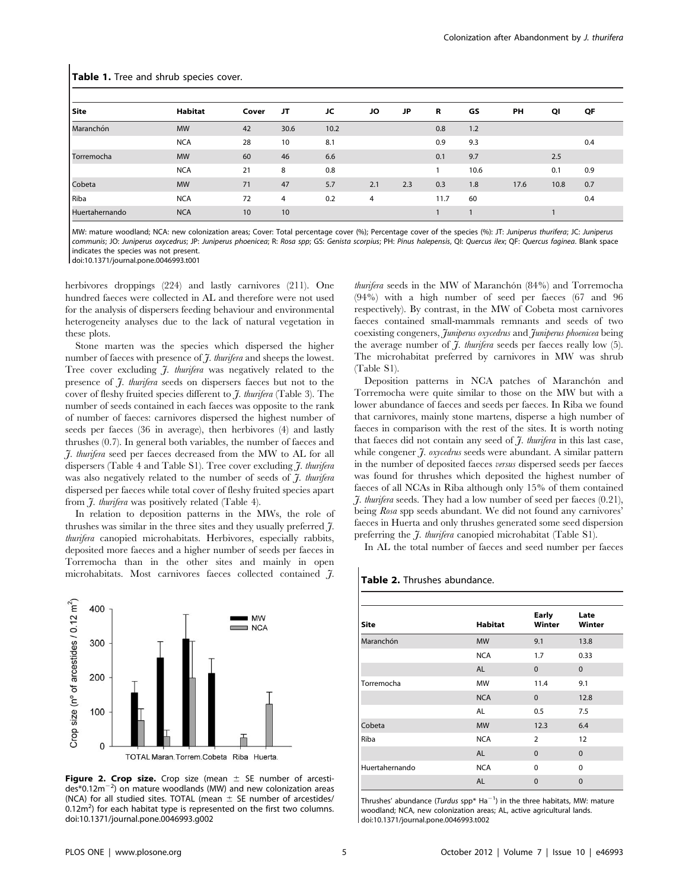**Table 1.** Tree and shrub species cover.

| Site | Habitat | Cover | JT | JC | JO | JP | R | GS | PH | QI | QF |
|---|---|---|---|---|---|---|---|---|---|---|---|
| Maranchón | MW | 42 | 30.6 | 10.2 | | | 0.8 | 1.2 | | | |
| | NCA | 28 | 10 | 8.1 | | | 0.9 | 9.3 | | | 0.4 |
| Torremocha | MW | 60 | 46 | 6.6 | | | 0.1 | 9.7 | | 2.5 | |
| | NCA | 21 | 8 | 0.8 | | | 1 | 10.6 | | 0.1 | 0.9 |
| Cobeta | MW | 71 | 47 | 5.7 | 2.1 | 2.3 | 0.3 | 1.8 | 17.6 | 10.8 | 0.7 |
| Riba | NCA | 72 | 4 | 0.2 | 4 | | 11.7 | 60 | | | 0.4 |
| Huertahernando | NCA | 10 | 10 | | | | 1 | 1 | | 1 | |

MW: mature woodland; NCA: new colonization areas; Cover: Total percentage cover (%); Percentage cover of the species (%): JT: *Juniperus thurifera*; JC: *Juniperus communis*; JO: *Juniperus oxycedrus*; JP: *Juniperus phoenicea*; R: *Rosa spp*; GS: *Genista scorpius*; PH: *Pinus halepensis*, QI: *Quercus ilex*; QF: *Quercus faginea*. Blank space indicates the species was not present.
doi:10.1371/journal.pone.0046993.t001

herbivores droppings (224) and lastly carnivores (211). One hundred faeces were collected in AL and therefore were not used for the analysis of dispersers feeding behaviour and environmental heterogeneity analyses due to the lack of natural vegetation in these plots.

Stone marten was the species which dispersed the higher number of faeces with presence of *J. thurifera* and sheeps the lowest. Tree cover excluding *J. thurifera* was negatively related to the presence of *J. thurifera* seeds on dispersers faeces but not to the cover of fleshy fruited species different to *J. thurifera* (Table 3). The number of seeds contained in each faeces was opposite to the rank of number of faeces: carnivores dispersed the highest number of seeds per faeces (36 in average), then herbivores (4) and lastly thrushes (0.7). In general both variables, the number of faeces and *J. thurifera* seed per faeces decreased from the MW to AL for all dispersers (Table 4 and Table S1). Tree cover excluding *J. thurifera* was also negatively related to the number of seeds of *J. thurifera* dispersed per faeces while total cover of fleshy fruited species apart from *J. thurifera* was positively related (Table 4).

In relation to deposition patterns in the MWs, the role of thrushes was similar in the three sites and they usually preferred *J. thurifera* canopied microhabitats. Herbivores, especially rabbits, deposited more faeces and a higher number of seeds per faeces in Torremocha than in the other sites and mainly in open microhabitats. Most carnivores faeces collected contained *J. thurifera* seeds in the MW of Maranchón (84%) and Torremocha (94%) with a high number of seed per faeces (67 and 96 respectively). By contrast, in the MW of Cobeta most carnivores faeces contained small-mammals remnants and seeds of two coexisting congeners, *Juniperus oxycedrus* and *Juniperus phoenicea* being the average number of *J. thurifera* seeds per faeces really low (5). The microhabitat preferred by carnivores in MW was shrub (Table S1).

Deposition patterns in NCA patches of Maranchón and Torremocha were quite similar to those on the MW but with a lower abundance of faeces and seeds per faeces. In Riba we found that carnivores, mainly stone martens, disperse a high number of faeces in comparison with the rest of the sites. It is worth noting that faeces did not contain any seed of *J. thurifera* in this last case, while congener *J. oxycedrus* seeds were abundant. A similar pattern in the number of deposited faeces *versus* dispersed seeds per faeces was found for thrushes which deposited the highest number of faeces of all NCAs in Riba although only 15% of them contained *J. thurifera* seeds. They had a low number of seed per faeces (0.21), being *Rosa* spp seeds abundant. We did not found any carnivores' faeces in Huerta and only thrushes generated some seed dispersion preferring the *J. thurifera* canopied microhabitat (Table S1).

In AL the total number of faeces and seed number per faeces

**Figure 2. Crop size.** Crop size (mean ± SE number of arcestides*$0.12m^{-2}$) on mature woodlands (MW) and new colonization areas (NCA) for all studied sites. TOTAL (mean ± SE number of arcestides/ $0.12m^2$) for each habitat type is represented on the first two columns.
doi:10.1371/journal.pone.0046993.g002

**Table 2.** Thrushes abundance.

| Site | Habitat | Early Winter | Late Winter |
|---|---|---|---|
| Maranchón | MW | 9.1 | 13.8 |
| | NCA | 1.7 | 0.33 |
| | AL | 0 | 0 |
| Torremocha | MW | 11.4 | 9.1 |
| | NCA | 0 | 12.8 |
| | AL | 0.5 | 7.5 |
| Cobeta | MW | 12.3 | 6.4 |
| Riba | NCA | 2 | 12 |
| | AL | 0 | 0 |
| Huertahernando | NCA | 0 | 0 |
| | AL | 0 | 0 |

Thrushes' abundance (*Turdus* spp* $Ha^{-1}$) in the three habitats, MW: mature woodland; NCA, new colonization areas; AL, active agricultural lands.
doi:10.1371/journal.pone.0046993.t002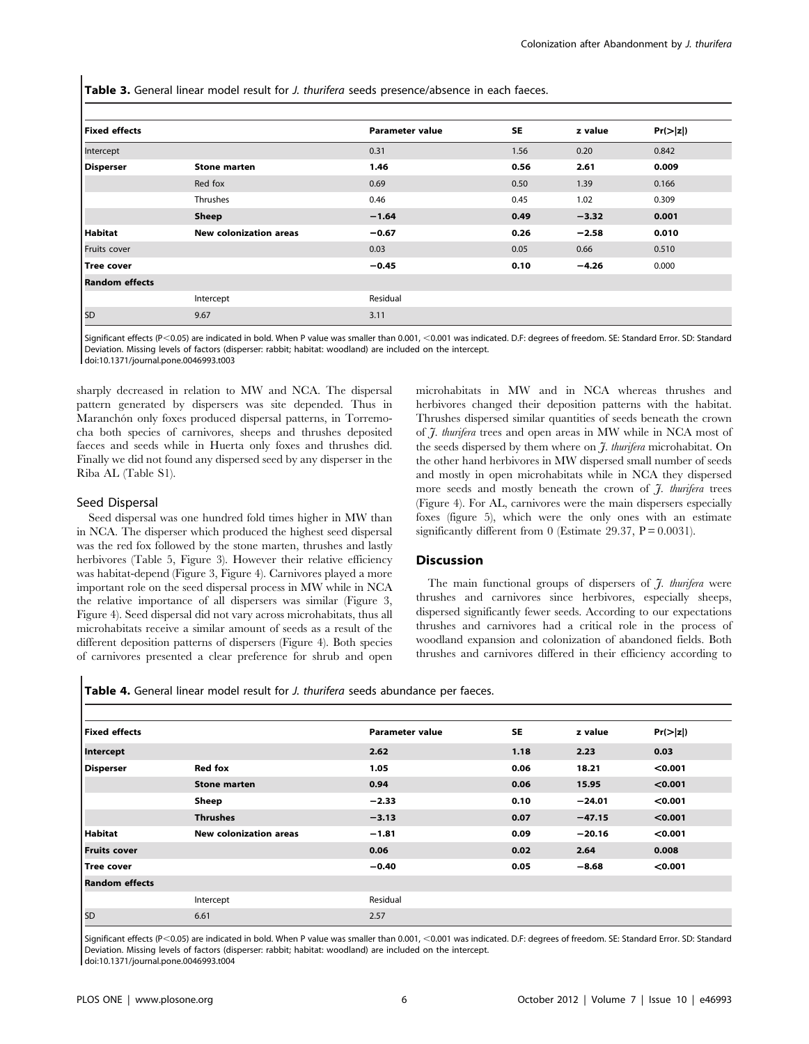**Table 3.** General linear model result for *J. thurifera* seeds presence/absence in each faeces.

| **Fixed effects** | | **Parameter value** | **SE** | **z value** | **Pr(>\|z\|)** |
|---|---|---|---|---|---|
| Intercept | | 0.31 | 1.56 | 0.20 | 0.842 |
| **Disperser** | **Stone marten** | **1.46** | **0.56** | **2.61** | **0.009** |
| | Red fox | 0.69 | 0.50 | 1.39 | 0.166 |
| | Thrushes | 0.46 | 0.45 | 1.02 | 0.309 |
| | **Sheep** | **−1.64** | **0.49** | **−3.32** | **0.001** |
| **Habitat** | **New colonization areas** | **−0.67** | **0.26** | **−2.58** | **0.010** |
| Fruits cover | | 0.03 | 0.05 | 0.66 | 0.510 |
| **Tree cover** | | **−0.45** | **0.10** | **−4.26** | 0.000 |
| **Random effects** | | | | | |
| | Intercept | Residual | | | |
| SD | 9.67 | 3.11 | | | |

Significant effects ($P<0.05$) are indicated in bold. When P value was smaller than 0.001, <0.001 was indicated. D.F: degrees of freedom. SE: Standard Error. SD: Standard Deviation. Missing levels of factors (disperser: rabbit; habitat: woodland) are included on the intercept.
doi:10.1371/journal.pone.0046993.t003

sharply decreased in relation to MW and NCA. The dispersal pattern generated by dispersers was site depended. Thus in Maranchón only foxes produced dispersal patterns, in Torremocha both species of carnivores, sheeps and thrushes deposited faeces and seeds while in Huerta only foxes and thrushes did. Finally we did not found any dispersed seed by any disperser in the Riba AL (Table S1).

### Seed Dispersal

Seed dispersal was one hundred fold times higher in MW than in NCA. The disperser which produced the highest seed dispersal was the red fox followed by the stone marten, thrushes and lastly herbivores (Table 5, Figure 3). However their relative efficiency was habitat-depend (Figure 3, Figure 4). Carnivores played a more important role on the seed dispersal process in MW while in NCA the relative importance of all dispersers was similar (Figure 3, Figure 4). Seed dispersal did not vary across microhabitats, thus all microhabitats receive a similar amount of seeds as a result of the different deposition patterns of dispersers (Figure 4). Both species of carnivores presented a clear preference for shrub and open microhabitats in MW and in NCA whereas thrushes and herbivores changed their deposition patterns with the habitat. Thrushes dispersed similar quantities of seeds beneath the crown of *J. thurifera* trees and open areas in MW while in NCA most of the seeds dispersed by them where on *J. thurifera* microhabitat. On the other hand herbivores in MW dispersed small number of seeds and mostly in open microhabitats while in NCA they dispersed more seeds and mostly beneath the crown of *J. thurifera* trees (Figure 4). For AL, carnivores were the main dispersers especially foxes (figure 5), which were the only ones with an estimate significantly different from 0 (Estimate 29.37, $P=0.0031$).

## Discussion

The main functional groups of dispersers of *J. thurifera* were thrushes and carnivores since herbivores, especially sheeps, dispersed significantly fewer seeds. According to our expectations thrushes and carnivores had a critical role in the process of woodland expansion and colonization of abandoned fields. Both thrushes and carnivores differed in their efficiency according to

**Table 4.** General linear model result for *J. thurifera* seeds abundance per faeces.

| **Fixed effects** | | **Parameter value** | **SE** | **z value** | **Pr(>\|z\|)** |
|---|---|---|---|---|---|
| **Intercept** | | **2.62** | **1.18** | **2.23** | **0.03** |
| **Disperser** | **Red fox** | **1.05** | **0.06** | **18.21** | **<0.001** |
| | **Stone marten** | **0.94** | **0.06** | **15.95** | **<0.001** |
| | **Sheep** | **−2.33** | **0.10** | **−24.01** | **<0.001** |
| | **Thrushes** | **−3.13** | **0.07** | **−47.15** | **<0.001** |
| **Habitat** | **New colonization areas** | **−1.81** | **0.09** | **−20.16** | **<0.001** |
| **Fruits cover** | | **0.06** | **0.02** | **2.64** | **0.008** |
| **Tree cover** | | **−0.40** | **0.05** | **−8.68** | **<0.001** |
| **Random effects** | | | | | |
| | Intercept | Residual | | | |
| SD | 6.61 | 2.57 | | | |

Significant effects ($P<0.05$) are indicated in bold. When P value was smaller than 0.001, <0.001 was indicated. D.F: degrees of freedom. SE: Standard Error. SD: Standard Deviation. Missing levels of factors (disperser: rabbit; habitat: woodland) are included on the intercept.
doi:10.1371/journal.pone.0046993.t004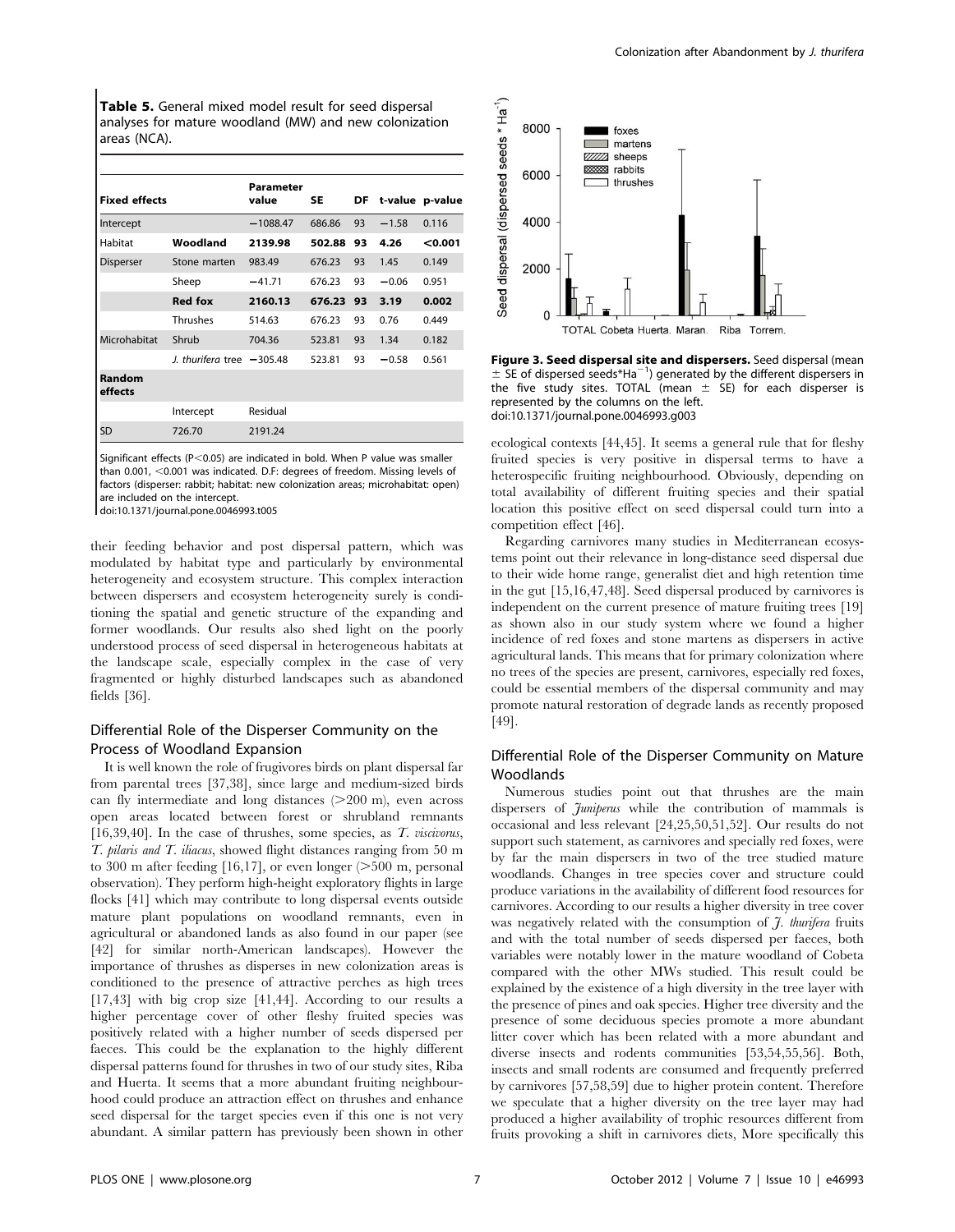**Table 5.** General mixed model result for seed dispersal analyses for mature woodland (MW) and new colonization areas (NCA).

| Fixed effects | | Parameter value | SE | DF | t-value | p-value |
|---|---|---|---|---|---|---|
| Intercept | | −1088.47 | 686.86 | 93 | −1.58 | 0.116 |
| Habitat | **Woodland** | **2139.98** | **502.88** | **93** | **4.26** | **<0.001** |
| Disperser | Stone marten | 983.49 | 676.23 | 93 | 1.45 | 0.149 |
| | Sheep | −41.71 | 676.23 | 93 | −0.06 | 0.951 |
| | **Red fox** | **2160.13** | **676.23** | **93** | **3.19** | **0.002** |
| | Thrushes | 514.63 | 676.23 | 93 | 0.76 | 0.449 |
| Microhabitat | Shrub | 704.36 | 523.81 | 93 | 1.34 | 0.182 |
| | *J. thurifera* tree | −305.48 | 523.81 | 93 | −0.58 | 0.561 |
| **Random effects** | | | | | | |
| | Intercept | Residual | | | | |
| SD | 726.70 | 2191.24 | | | | |

Significant effects (P<0.05) are indicated in bold. When P value was smaller than 0.001, <0.001 was indicated. D.F: degrees of freedom. Missing levels of factors (disperser: rabbit; habitat: new colonization areas; microhabitat: open) are included on the intercept.
doi:10.1371/journal.pone.0046993.t005

their feeding behavior and post dispersal pattern, which was modulated by habitat type and particularly by environmental heterogeneity and ecosystem structure. This complex interaction between dispersers and ecosystem heterogeneity surely is conditioning the spatial and genetic structure of the expanding and former woodlands. Our results also shed light on the poorly understood process of seed dispersal in heterogeneous habitats at the landscape scale, especially complex in the case of very fragmented or highly disturbed landscapes such as abandoned fields [36].

## Differential Role of the Disperser Community on the Process of Woodland Expansion

It is well known the role of frugivores birds on plant dispersal far from parental trees [37,38], since large and medium-sized birds can fly intermediate and long distances (>200 m), even across open areas located between forest or shrubland remnants [16,39,40]. In the case of thrushes, some species, as *T. viscivorus*, *T. pilaris and T. iliacus*, showed flight distances ranging from 50 m to 300 m after feeding [16,17], or even longer (>500 m, personal observation). They perform high-height exploratory flights in large flocks [41] which may contribute to long dispersal events outside mature plant populations on woodland remnants, even in agricultural or abandoned lands as also found in our paper (see [42] for similar north-American landscapes). However the importance of thrushes as disperses in new colonization areas is conditioned to the presence of attractive perches as high trees [17,43] with big crop size [41,44]. According to our results a higher percentage cover of other fleshy fruited species was positively related with a higher number of seeds dispersed per faeces. This could be the explanation to the highly different dispersal patterns found for thrushes in two of our study sites, Riba and Huerta. It seems that a more abundant fruiting neighbourhood could produce an attraction effect on thrushes and enhance seed dispersal for the target species even if this one is not very abundant. A similar pattern has previously been shown in other

**Figure 3. Seed dispersal site and dispersers.** Seed dispersal (mean ± SE of dispersed seeds*Ha$^{-1}$) generated by the different dispersers in the five study sites. TOTAL (mean ± SE) for each disperser is represented by the columns on the left.
doi:10.1371/journal.pone.0046993.g003

ecological contexts [44,45]. It seems a general rule that for fleshy fruited species is very positive in dispersal terms to have a heterospecific fruiting neighbourhood. Obviously, depending on total availability of different fruiting species and their spatial location this positive effect on seed dispersal could turn into a competition effect [46].

Regarding carnivores many studies in Mediterranean ecosystems point out their relevance in long-distance seed dispersal due to their wide home range, generalist diet and high retention time in the gut [15,16,47,48]. Seed dispersal produced by carnivores is independent on the current presence of mature fruiting trees [19] as shown also in our study system where we found a higher incidence of red foxes and stone martens as dispersers in active agricultural lands. This means that for primary colonization where no trees of the species are present, carnivores, especially red foxes, could be essential members of the dispersal community and may promote natural restoration of degrade lands as recently proposed [49].

## Differential Role of the Disperser Community on Mature Woodlands

Numerous studies point out that thrushes are the main dispersers of *Juniperus* while the contribution of mammals is occasional and less relevant [24,25,50,51,52]. Our results do not support such statement, as carnivores and specially red foxes, were by far the main dispersers in two of the tree studied mature woodlands. Changes in tree species cover and structure could produce variations in the availability of different food resources for carnivores. According to our results a higher diversity in tree cover was negatively related with the consumption of *J. thurifera* fruits and with the total number of seeds dispersed per faeces, both variables were notably lower in the mature woodland of Cobeta compared with the other MWs studied. This result could be explained by the existence of a high diversity in the tree layer with the presence of pines and oak species. Higher tree diversity and the presence of some deciduous species promote a more abundant litter cover which has been related with a more abundant and diverse insects and rodents communities [53,54,55,56]. Both, insects and small rodents are consumed and frequently preferred by carnivores [57,58,59] due to higher protein content. Therefore we speculate that a higher diversity on the tree layer may had produced a higher availability of trophic resources different from fruits provoking a shift in carnivores diets, More specifically this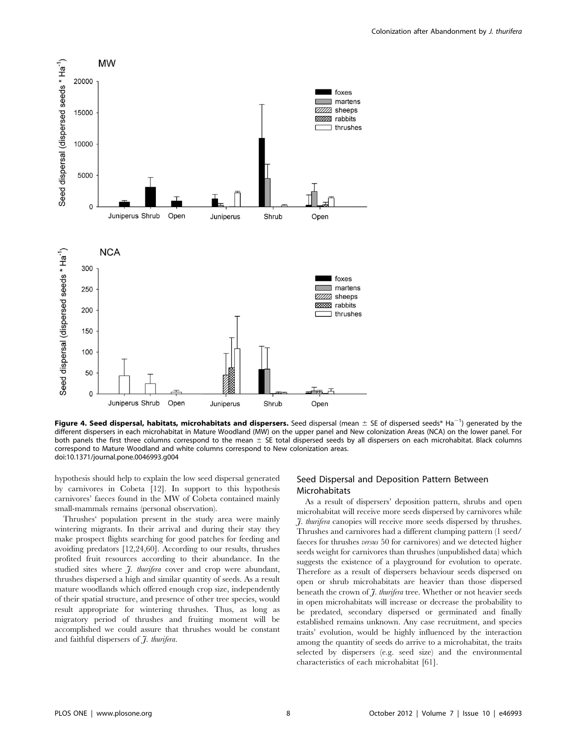**Figure 4. Seed dispersal, habitats, microhabitats and dispersers.** Seed dispersal (mean ± SE of dispersed seeds* Ha$^{-1}$) generated by the different dispersers in each microhabitat in Mature Woodland (MW) on the upper panel and New colonization Areas (NCA) on the lower panel. For both panels the first three columns correspond to the mean ± SE total dispersed seeds by all dispersers on each microhabitat. Black columns correspond to Mature Woodland and white columns correspond to New colonization areas.
doi:10.1371/journal.pone.0046993.g004

hypothesis should help to explain the low seed dispersal generated by carnivores in Cobeta [12]. In support to this hypothesis carnivores' faeces found in the MW of Cobeta contained mainly small-mammals remains (personal observation).

Thrushes' population present in the study area were mainly wintering migrants. In their arrival and during their stay they make prospect flights searching for good patches for feeding and avoiding predators [12,24,60]. According to our results, thrushes profited fruit resources according to their abundance. In the studied sites where *J. thurifera* cover and crop were abundant, thrushes dispersed a high and similar quantity of seeds. As a result mature woodlands which offered enough crop size, independently of their spatial structure, and presence of other tree species, would result appropriate for wintering thrushes. Thus, as long as migratory period of thrushes and fruiting moment will be accomplished we could assure that thrushes would be constant and faithful dispersers of *J. thurifera*.

## Seed Dispersal and Deposition Pattern Between Microhabitats

As a result of dispersers' deposition pattern, shrubs and open microhabitat will receive more seeds dispersed by carnivores while *J. thurifera* canopies will receive more seeds dispersed by thrushes. Thrushes and carnivores had a different clumping pattern (1 seed/faeces for thrushes *versus* 50 for carnivores) and we detected higher seeds weight for carnivores than thrushes (unpublished data) which suggests the existence of a playground for evolution to operate. Therefore as a result of dispersers behaviour seeds dispersed on open or shrub microhabitats are heavier than those dispersed beneath the crown of *J. thurifera* tree. Whether or not heavier seeds in open microhabitats will increase or decrease the probability to be predated, secondary dispersed or germinated and finally established remains unknown. Any case recruitment, and species traits' evolution, would be highly influenced by the interaction among the quantity of seeds do arrive to a microhabitat, the traits selected by dispersers (e.g. seed size) and the environmental characteristics of each microhabitat [61].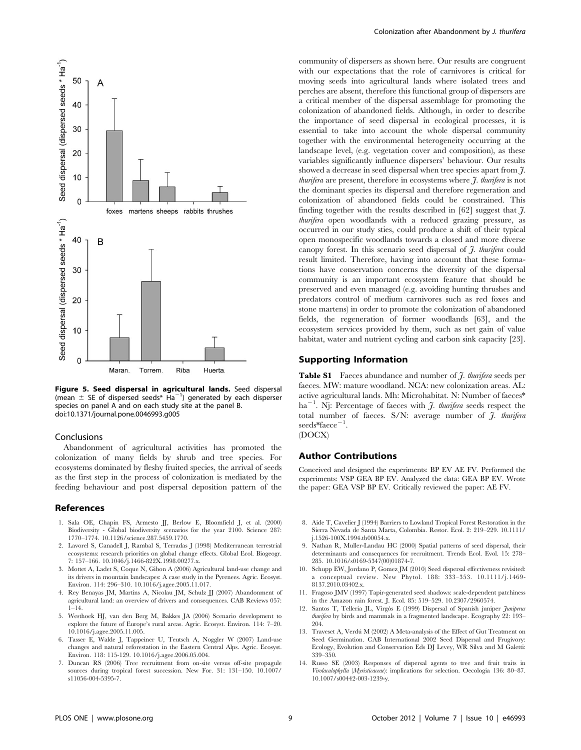Seed dispersal (dispersed seeds * Ha$^{-1}$)

A

50
40
30
20
10
0

foxes martens sheeps rabbits thrushes

Seed dispersal (dispersed seeds * Ha$^{-1}$)

B

40
30
20
10
0

Maran. Torrem. Riba Huerta.

**Figure 5. Seed dispersal in agricultural lands.** Seed dispersal (mean ± SE of dispersed seeds* Ha$^{-1}$) generated by each disperser species on panel A and on each study site at the panel B.
doi:10.1371/journal.pone.0046993.g005

## Conclusions

Abandonment of agricultural activities has promoted the colonization of many fields by shrub and tree species. For ecosystems dominated by fleshy fruited species, the arrival of seeds as the first step in the process of colonization is mediated by the feeding behaviour and post dispersal deposition pattern of the community of dispersers as shown here. Our results are congruent with our expectations that the role of carnivores is critical for moving seeds into agricultural lands where isolated trees and perches are absent, therefore this functional group of dispersers are a critical member of the dispersal assemblage for promoting the colonization of abandoned fields. Although, in order to describe the importance of seed dispersal in ecological processes, it is essential to take into account the whole dispersal community together with the environmental heterogeneity occurring at the landscape level, (e.g. vegetation cover and composition), as these variables significantly influence dispersers' behaviour. Our results showed a decrease in seed dispersal when tree species apart from *J. thurifera* are present, therefore in ecosystems where *J. thurifera* is not the dominant species its dispersal and therefore regeneration and colonization of abandoned fields could be constrained. This finding together with the results described in [62] suggest that *J. thurifera* open woodlands with a reduced grazing pressure, as occurred in our study sties, could produce a shift of their typical open monospecific woodlands towards a closed and more diverse canopy forest. In this scenario seed dispersal of *J. thurifera* could result limited. Therefore, having into account that these formations have conservation concerns the diversity of the dispersal community is an important ecosystem feature that should be preserved and even managed (e.g. avoiding hunting thrushes and predators control of medium carnivores such as red foxes and stone martens) in order to promote the colonization of abandoned fields, the regeneration of former woodlands [63], and the ecosystem services provided by them, such as net gain of value habitat, water and nutrient cycling and carbon sink capacity [23].

## Supporting Information

**Table S1** Faeces abundance and number of *J. thurifera* seeds per faeces. MW: mature woodland. NCA: new colonization areas. AL: active agricultural lands. Mh: Microhabitat. N: Number of faeces* ha$^{-1}$. Nj: Percentage of faeces with *J. thurifera* seeds respect the total number of faeces. S/N: average number of *J. thurifera* seeds*faece$^{-1}$.
(DOCX)

## Author Contributions

Conceived and designed the experiments: BP EV AE FV. Performed the experiments: VSP GEA BP EV. Analyzed the data: GEA BP EV. Wrote the paper: GEA VSP BP EV. Critically reviewed the paper: AE FV.

## References

1. Sala OE, Chapin FS, Armesto JJ, Berlow E, Bloomfield J, et al. (2000) Biodiversity - Global biodiversity scenarios for the year 2100. Science 287: 1770–1774. 10.1126/science.287.5459.1770.
2. Lavorel S, Canadell J, Rambal S, Terradas J (1998) Mediterranean terrestrial ecosystems: research priorities on global change effects. Global Ecol. Biogeogr. 7: 157–166. 10.1046/j.1466-822X.1998.00277.x.
3. Mottet A, Ladet S, Coque N, Gibon A (2006) Agricultural land-use change and its drivers in mountain landscapes: A case study in the Pyrenees. Agric. Ecosyst. Environ. 114: 296–310. 10.1016/j.agee.2005.11.017.
4. Rey Benayas JM, Martins A, Nicolau JM, Schulz JJ (2007) Abandonment of agricultural land: an overview of drivers and consequences. CAB Reviews 057: 1–14.
5. Westhoek HJ, van den Berg M, Bakkes JA (2006) Scenario development to explore the future of Europe's rural areas. Agric. Ecosyst. Environ. 114: 7–20. 10.1016/j.agee.2005.11.005.
6. Tasser E, Walde J, Tappeiner U, Teutsch A, Noggler W (2007) Land-use changes and natural reforestation in the Eastern Central Alps. Agric. Ecosyst. Environ. 118: 115-129. 10.1016/j.agee.2006.05.004.
7. Duncan RS (2006) Tree recruitment from on-site versus off-site propagule sources during tropical forest succession. New For. 31: 131–150. 10.1007/s11056-004-5395-7.
8. Aide T, Cavelier J (1994) Barriers to Lowland Tropical Forest Restoration in the Sierra Nevada de Santa Marta, Colombia. Restor. Ecol. 2: 219–229. 10.1111/j.1526-100X.1994.tb00054.x.
9. Nathan R, Muller-Landau HC (2000) Spatial patterns of seed dispersal, their determinants and consequences for recruitment. Trends Ecol. Evol. 15: 278–285. 10.1016/s0169-5347(00)01874-7.
10. Schupp EW, Jordano P, Gomez JM (2010) Seed dispersal effectiveness revisited: a conceptual review. New Phytol. 188: 333–353. 10.1111/j.1469-8137.2010.03402.x.
11. Fragoso JMV (1997) Tapir-generated seed shadows: scale-dependent patchiness in the Amazon rain forest. J. Ecol. 85: 519–529. 10.2307/2960574.
12. Santos T, Telleria JL, Virgós E (1999) Dispersal of Spanish juniper *Juniperus thurifera* by birds and mammals in a fragmented landscape. Ecography 22: 193–204.
13. Traveset A, Verdú M (2002) A Meta-analysis of the Effect of Gut Treatment on Seed Germination. CAB International 2002 Seed Dispersal and Frugivory: Ecology, Evolution and Conservation Eds DJ Levey, WR Silva and M Galetti: 339–350.
14. Russo SE (2003) Responses of dispersal agents to tree and fruit traits in *Virolacalophylla* (*Myristicaceae*): implications for selection. Oecologia 136: 80–87. 10.1007/s00442-003-1239-y.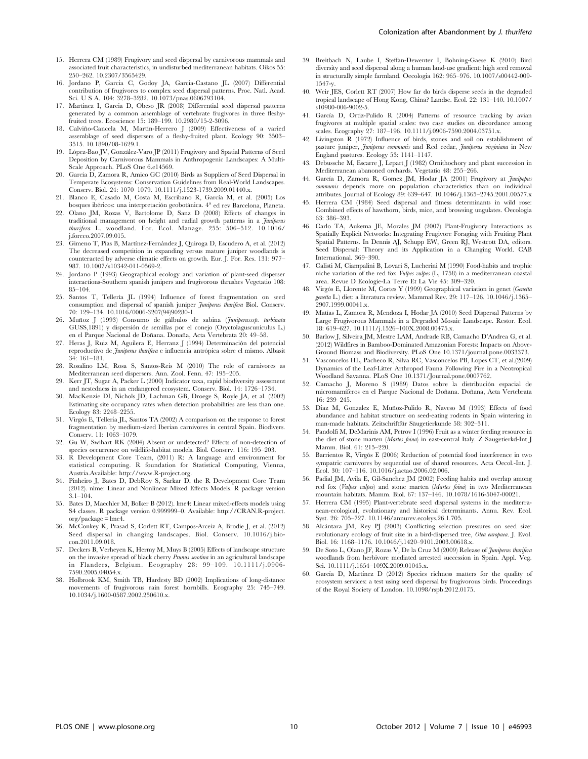15. Herrera CM (1989) Frugivory and seed dispersal by carnivorous mammals and associated fruit characteristics, in undisturbed mediterranean habitats. Oikos 55: 250–262. 10.2307/3565429.
16. Jordano P, García C, Godoy JA, García-Castano JL (2007) Differential contribution of frugivores to complex seed dispersal patterns. Proc. Natl. Acad. Sci. U S A. 104: 3278–3282. 10.1073/pnas.0606793104.
17. Martinez I, Garcia D, Obeso JR (2008) Differential seed dispersal patterns generated by a common assemblage of vertebrate frugivores in three fleshy-fruited trees. Ecoscience 15: 189–199. 10.2980/15-2-3096.
18. Calviño-Cancela M, Martín-Herrero J (2009) Effectiveness of a varied assemblage of seed dispersers of a fleshy-fruited plant. Ecology 90: 3503–3515. 10.1890/08-1629.1.
19. López-Bao JV, González-Varo JP (2011) Frugivory and Spatial Patterns of Seed Deposition by Carnivorous Mammals in Anthropogenic Landscapes: A Multi-Scale Approach. PLoS One 6.e14569.
20. García D, Zamora R, Amico GC (2010) Birds as Suppliers of Seed Dispersal in Temperate Ecosystems: Conservation Guidelines from Real-World Landscapes. Conserv. Biol. 24: 1070–1079. 10.1111/j.1523-1739.2009.01440.x.
21. Blanco E, Casado M, Costa M, Escribano R, García M, et al. (2005) Los bosques ibéricos: una interpretación geobotánica. 4ª ed rev Barcelona, Planeta.
22. Olano JM, Rozas V, Bartolome D, Sanz D (2008) Effects of changes in traditional management on height and radial growth patterns in a *Juniperus thurifera* L. woodland. For. Ecol. Manage. 255: 506–512. 10.1016/j.foreco.2007.09.015.
23. Gimeno T, Pías B, Martínez-Fernández J, Quiroga D, Escudero A, et al. (2012) The decreased competition in expanding versus mature juniper woodlands is counteracted by adverse climatic effects on growth. Eur. J. For. Res. 131: 977–987. 10.1007/s10342-011-0569-2.
24. Jordano P (1993) Geographical ecology and variation of plant-seed disperser interactions-Southern spanish junipers and frugivorous thrushes Vegetatio 108: 85–104.
25. Santos T, Tellería JL (1994) Influence of forest fragmentation on seed consumption and dispersal of spanish juniper *Juniperus thurifera* Biol. Conserv. 70: 129–134. 10.1016/0006-3207(94)90280-1.
26. Muñoz J (1993) Consumo de gálbulos de sabina (*Juniperusssp. turbinata* GUSS,1891) y dispersión de semillas por el conejo (Oryctolaguscuniculus L.) en el Parque Nacional de Doñana. Doñana, Acta Vertebrata 20: 49–58.
27. Heras J, Ruiz M, Aguilera E, Herranz J (1994) Determinación del potencial reproductivo de *Juniperus thurifera* e influencia antrópica sobre el mismo. Albasit 34: 161–181.
28. Rosalino LM, Rosa S, Santos-Reis M (2010) The role of carnivores as Mediterranean seed dispersers. Ann. Zool. Fenn. 47: 195–205.
29. Kerr JT, Sugar A, Packer L (2000) Indicator taxa, rapid biodiversity assessment and nestedness in an endangered ecosystem. Conserv. Biol. 14: 1726–1734.
30. MacKenzie DI, Nichols JD, Lachman GB, Droege S, Royle JA, et al. (2002) Estimating site occupancy rates when detection probabilities are less than one. Ecology 83: 2248–2255.
31. Virgós E, Tellería JL, Santos TA (2002) A comparison on the response to forest fragmentation by medium-sized Iberian carnivores in central Spain. Biodivers. Conserv. 11: 1063–1079.
32. Gu W, Swihart RK (2004) Absent or undetected? Effects of non-detection of species occurrence on wildlife-habitat models. Biol. Conserv. 116: 195–203.
33. R Development Core Team, (2011) R: A language and environment for statistical computing. R foundation for Statistical Computing, Vienna, Austria.Available: http://www.R-project.org.
34. Pinheiro J, Bates D, DebRoy S, Sarkar D, the R Development Core Team (2012). nlme: Linear and Nonlinear Mixed Effects Models. R package version 3.1–104.
35. Bates D, Maechler M, Bolker B (2012). lme4: Linear mixed-effects models using S4 classes. R package version 0.999999–0. Available: http://CRAN.R-project.org/package=lme4.
36. McConkey K, Prasad S, Corlett RT, Campos-Arceiz A, Brodie J, et al. (2012) Seed dispersal in changing landscapes. Biol. Conserv. 10.1016/j.biocon.2011.09.018.
37. Deckers B, Verheyen K, Hermy M, Muys B (2005) Effects of landscape structure on the invasive spread of black cherry *Prunus serotina* in an agricultural landscape in Flanders, Belgium. Ecography 28: 99–109. 10.1111/j.0906-7590.2005.04054.x.
38. Holbrook KM, Smith TB, Hardesty BD (2002) Implications of long-distance movements of frugivorous rain forest hornbills. Ecography 25: 745–749. 10.1034/j.1600-0587.2002.250610.x.
39. Breitbach N, Laube I, Steffan-Dewenter I, Bohning-Gaese K (2010) Bird diversity and seed dispersal along a human land-use gradient: high seed removal in structurally simple farmland. Oecologia 162: 965–976. 10.1007/s00442-009-1547-y.
40. Weir JES, Corlett RT (2007) How far do birds disperse seeds in the degraded tropical landscape of Hong Kong, China? Landsc. Ecol. 22: 131–140. 10.1007/s10980-006-9002-5.
41. García D, Ortiz-Pulido R (2004) Patterns of resource tracking by avian frugivores at multiple spatial scales: two case studies on discordance among scales. Ecography 27: 187–196. 10.1111/j.0906-7590.2004.03751.x.
42. Livingston R (1972) Influence of birds, stones and soil on establishment of pasture juniper, *Juniperus communis* and Red cedar, *Juniperus virginiana* in New England pastures. Ecology 53: 1141–1147.
43. Debussche M, Escarre J, Lepart J (1982) Ornithochory and plant succession in Mediterranean abanoned orchards. Vegetatio 48: 255–266.
44. García D, Zamora R, Gomez JM, Hodar JA (2001) Frugivory at *Junipepus communis* depends more on population characteristics than on individual attributes. Journal of Ecology 89: 639–647. 10.1046/j.1365–2745.2001.00577.x
45. Herrera CM (1984) Seed dispersal and fitness determinants in wild rose: Combined effects of hawthorn, birds, mice, and browsing ungulates. Oecologia 63: 386–393.
46. Carlo TA, Aukema JE, Morales JM (2007) Plant-Frugivory Interactions as Spatially Explicit Networks: Integrating Frugivore Foraging with Fruiting Plant Spatial Patterns. In Dennis AJ, Schupp EW, Green RJ, Westcott DA, editors. Seed Dispersal: Theory and its Application in a Changing World. CAB International. 369–390.
47. Calisti M, Ciampalini B, Lovari S, Lucherini M (1990) Food-habits and trophic niche variation of the red fox *Vulpes vulpes* (L, 1758) in a mediterranean coastal area. Revue D Ecologie-La Terre Et La Vie 45: 309–320.
48. Virgós E, Llorente M, Cortes Y (1999) Geographical variation in genet (*Genetta genetta* L.) diet: a literatura review. Mammal Rev. 29: 117–126. 10.1046/j.1365–2907.1999.00041.x.
49. Matías L, Zamora R, Mendoza I, Hodar JA (2010) Seed Dispersal Patterns by Large Frugivorous Mammals in a Degraded Mosaic Landscape. Restor. Ecol. 18: 619–627. 10.1111/j.1526–100X.2008.00475.x.
50. Barlow J, Silveira JM, Mestre LAM, Andrade RB, Camacho D'Andrea G, et al. (2012) Wildfires in Bamboo-Dominated Amazonian Forests: Impacts on Above-Ground Biomass and Biodiversity. PLoS One 10.1371/journal.pone.0033373.
51. Vasconcelos HL, Pacheco R, Silva RC, Vasconcelos PB, Lopes CT, et al.(2009) Dynamics of the Leaf-Litter Arthropod Fauna Following Fire in a Neotropical Woodland Savanna. PLoS One 10.1371/Journal.pone.0007762.
52. Camacho J, Moreno S (1989) Datos sobre la distribución espacial de micromamíferos en el Parque Nacional de Doñana. Doñana, Acta Vertebrata 16: 239–245.
53. Diaz M, Gonzalez E, Muñoz-Pulido R, Naveso M (1993) Effects of food abundance and habitat structure on seed-eating rodents in Spain wintering in man-made habitats. Zeitschriftfür Säugetierkunde 58: 302–311.
54. Pandolfi M, DeMarinis AM, Petrov I (1996) Fruit as a winter feeding resource in the diet of stone marten (*Martes foina*) in east-central Italy. Z Saugetierkd-Int J Mamm. Biol. 61: 215–220.
55. Barrientos R, Virgós E (2006) Reduction of potential food interference in two sympatric carnivores by sequential use of shared resources. Acta Oecol.-Int. J. Ecol. 30: 107–116. 10.1016/j.actao.2006.02.006.
56. Padial JM, Avila E, Gil-Sanchez JM (2002) Feeding habits and overlap among red fox (*Vulpes vulpes*) and stone marten (*Martes foina*) in two Mediterranean mountain habitats. Mamm. Biol. 67: 137–146. 10.1078/1616-5047-00021.
57. Herrera CM (1995) Plant-vertebrate seed dispersal systems in the mediterranean-ecological, evolutionary and historical determinants. Annu. Rev. Ecol. Syst. 26: 705–727. 10.1146/annurev.ecolsys.26.1.705.
58. Alcántara JM, Rey PJ (2003) Conflicting selection pressures on seed size: evolutionary ecology of fruit size in a bird-dispersed tree, *Olea europaea*. J. Evol. Biol. 16: 1168–1176. 10.1046/j.1420–9101.2003.00618.x.
59. De Soto L, Olano JF, Rozas V, De la Cruz M (2009) Release of *Juniperus thurifera* woodlands from herbivore mediated arrested succession in Spain. Appl. Veg. Sci. 10.1111/j.1654–109X.2009.01045.x.
60. García D, Martínez D (2012) Species richness matters for the quality of ecosystem services: a test using seed dispersal by frugivorous birds. Proceedings of the Royal Society of London. 10.1098/rspb.2012.0175.